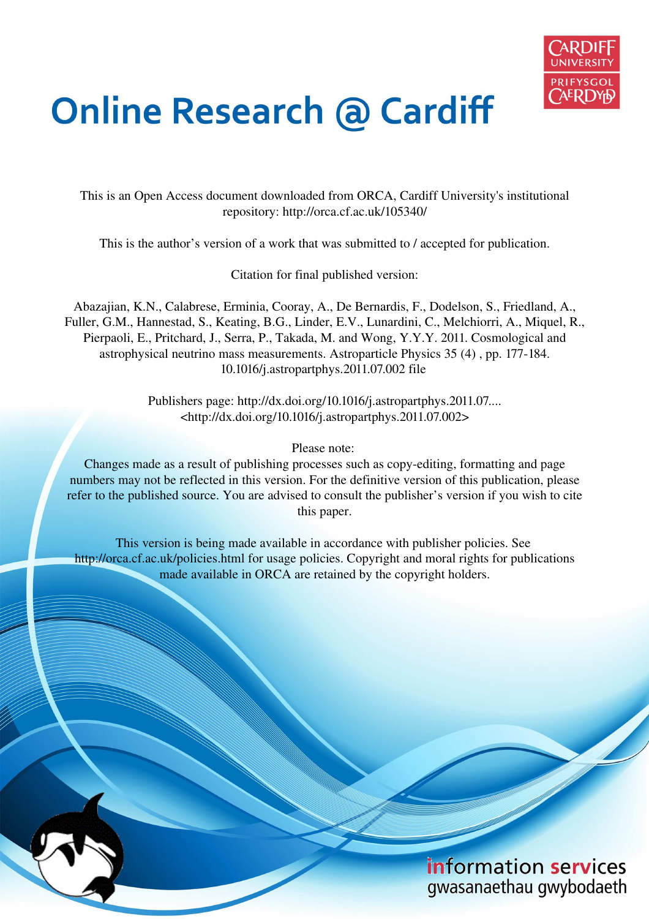# Online Research @ Cardiff

This is an Open Access document downloaded from ORCA, Cardiff University's institutional repository: http://orca.cf.ac.uk/105340/

This is the author's version of a work that was submitted to / accepted for publication.

Citation for final published version:

Abazajian, K.N., Calabrese, Erminia, Cooray, A., De Bernardis, F., Dodelson, S., Friedland, A., Fuller, G.M., Hannestad, S., Keating, B.G., Linder, E.V., Lunardini, C., Melchiorri, A., Miquel, R., Pierpaoli, E., Pritchard, J., Serra, P., Takada, M. and Wong, Y.Y.Y. 2011. Cosmological and astrophysical neutrino mass measurements. Astroparticle Physics 35 (4) , pp. 177-184. 10.1016/j.astropartphys.2011.07.002 file

Publishers page: http://dx.doi.org/10.1016/j.astropartphys.2011.07.... <http://dx.doi.org/10.1016/j.astropartphys.2011.07.002>

Please note:
Changes made as a result of publishing processes such as copy-editing, formatting and page numbers may not be reflected in this version. For the definitive version of this publication, please refer to the published source. You are advised to consult the publisher's version if you wish to cite this paper.

This version is being made available in accordance with publisher policies. See http://orca.cf.ac.uk/policies.html for usage policies. Copyright and moral rights for publications made available in ORCA are retained by the copyright holders.

information services
gwasanaethau gwybodaeth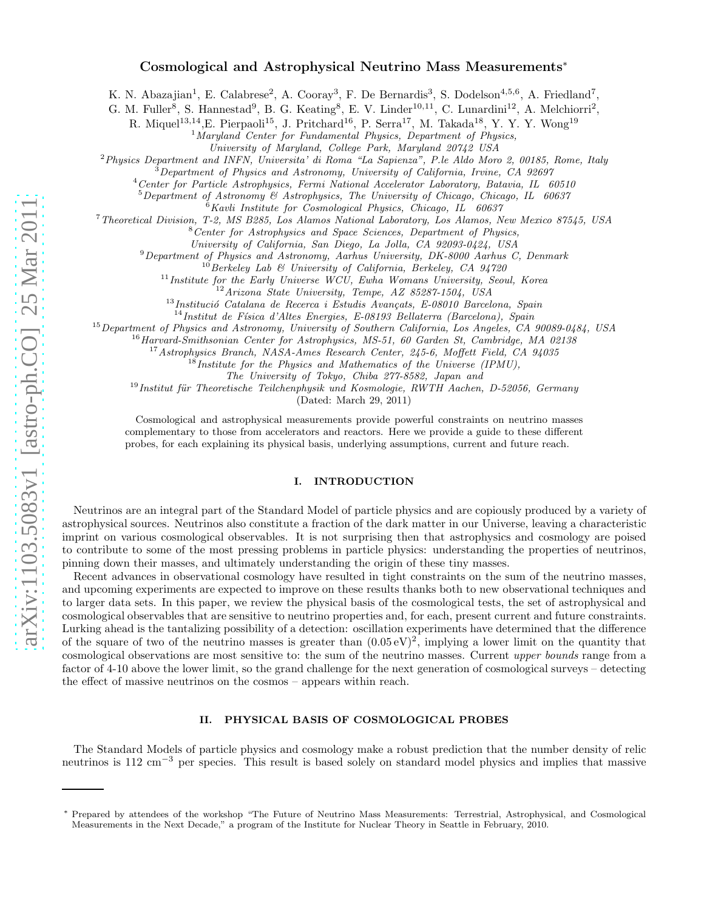# Cosmological and Astrophysical Neutrino Mass Measurements*

K. N. Abazajian[1], E. Calabrese[2], A. Cooray[3], F. De Bernardis[3], S. Dodelson[4,5,6], A. Friedland[7], G. M. Fuller[8], S. Hannestad[9], B. G. Keating[8], E. V. Linder[10,11], C. Lunardini[12], A. Melchiorri[2], R. Miquel[13,14], E. Pierpaoli[15], J. Pritchard[16], P. Serra[17], M. Takada[18], Y. Y. Y. Wong[19]

[1]*Maryland Center for Fundamental Physics, Department of Physics, University of Maryland, College Park, Maryland 20742 USA*
[2]*Physics Department and INFN, Universita' di Roma "La Sapienza", P.le Aldo Moro 2, 00185, Rome, Italy*
[3]*Department of Physics and Astronomy, University of California, Irvine, CA 92697*
[4]*Center for Particle Astrophysics, Fermi National Accelerator Laboratory, Batavia, IL 60510*
[5]*Department of Astronomy & Astrophysics, The University of Chicago, Chicago, IL 60637*
[6]*Kavli Institute for Cosmological Physics, Chicago, IL 60637*
[7]*Theoretical Division, T-2, MS B285, Los Alamos National Laboratory, Los Alamos, New Mexico 87545, USA*
[8]*Center for Astrophysics and Space Sciences, Department of Physics, University of California, San Diego, La Jolla, CA 92093-0424, USA*
[9]*Department of Physics and Astronomy, Aarhus University, DK-8000 Aarhus C, Denmark*
[10]*Berkeley Lab & University of California, Berkeley, CA 94720*
[11]*Institute for the Early Universe WCU, Ewha Womans University, Seoul, Korea*
[12]*Arizona State University, Tempe, AZ 85287-1504, USA*
[13]*Institució Catalana de Recerca i Estudis Avançats, E-08010 Barcelona, Spain*
[14]*Institut de Física d'Altes Energies, E-08193 Bellaterra (Barcelona), Spain*
[15]*Department of Physics and Astronomy, University of Southern California, Los Angeles, CA 90089-0484, USA*
[16]*Harvard-Smithsonian Center for Astrophysics, MS-51, 60 Garden St, Cambridge, MA 02138*
[17]*Astrophysics Branch, NASA-Ames Research Center, 245-6, Moffett Field, CA 94035*
[18]*Institute for the Physics and Mathematics of the Universe (IPMU), The University of Tokyo, Chiba 277-8582, Japan and*
[19]*Institut für Theoretische Teilchenphysik und Kosmologie, RWTH Aachen, D-52056, Germany*

(Dated: March 29, 2011)

Cosmological and astrophysical measurements provide powerful constraints on neutrino masses complementary to those from accelerators and reactors. Here we provide a guide to these different probes, for each explaining its physical basis, underlying assumptions, current and future reach.

## I. INTRODUCTION

Neutrinos are an integral part of the Standard Model of particle physics and are copiously produced by a variety of astrophysical sources. Neutrinos also constitute a fraction of the dark matter in our Universe, leaving a characteristic imprint on various cosmological observables. It is not surprising then that astrophysics and cosmology are poised to contribute to some of the most pressing problems in particle physics: understanding the properties of neutrinos, pinning down their masses, and ultimately understanding the origin of these tiny masses.

Recent advances in observational cosmology have resulted in tight constraints on the sum of the neutrino masses, and upcoming experiments are expected to improve on these results thanks both to new observational techniques and to larger data sets. In this paper, we review the physical basis of the cosmological tests, the set of astrophysical and cosmological observables that are sensitive to neutrino properties and, for each, present current and future constraints. Lurking ahead is the tantalizing possibility of a detection: oscillation experiments have determined that the difference of the square of two of the neutrino masses is greater than $(0.05\,\mathrm{eV})^2$, implying a lower limit on the quantity that cosmological observations are most sensitive to: the sum of the neutrino masses. Current *upper bounds* range from a factor of 4-10 above the lower limit, so the grand challenge for the next generation of cosmological surveys – detecting the effect of massive neutrinos on the cosmos – appears within reach.

## II. PHYSICAL BASIS OF COSMOLOGICAL PROBES

The Standard Models of particle physics and cosmology make a robust prediction that the number density of relic neutrinos is 112 $\mathrm{cm}^{-3}$ per species. This result is based solely on standard model physics and implies that massive

---

* Prepared by attendees of the workshop "The Future of Neutrino Mass Measurements: Terrestrial, Astrophysical, and Cosmological Measurements in the Next Decade," a program of the Institute for Nuclear Theory in Seattle in February, 2010.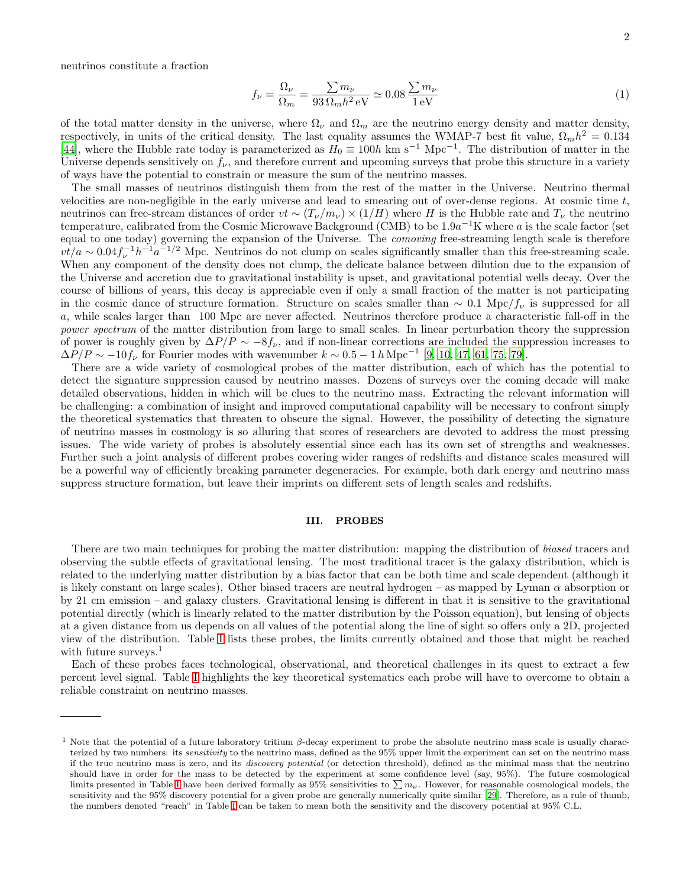neutrinos constitute a fraction

$$f_\nu = \frac{\Omega_\nu}{\Omega_m} = \frac{\sum m_\nu}{93\,\Omega_m h^2\,\mathrm{eV}} \simeq 0.08\,\frac{\sum m_\nu}{1\,\mathrm{eV}} \tag{1}$$

of the total matter density in the universe, where $\Omega_\nu$ and $\Omega_m$ are the neutrino energy density and matter density, respectively, in units of the critical density. The last equality assumes the WMAP-7 best fit value, $\Omega_m h^2 = 0.134$ [44], where the Hubble rate today is parameterized as $H_0 \equiv 100h$ km s$^{-1}$ Mpc$^{-1}$. The distribution of matter in the Universe depends sensitively on $f_\nu$, and therefore current and upcoming surveys that probe this structure in a variety of ways have the potential to constrain or measure the sum of the neutrino masses.

The small masses of neutrinos distinguish them from the rest of the matter in the Universe. Neutrino thermal velocities are non-negligible in the early universe and lead to smearing out of over-dense regions. At cosmic time $t$, neutrinos can free-stream distances of order $vt \sim (T_\nu/m_\nu) \times (1/H)$ where $H$ is the Hubble rate and $T_\nu$ the neutrino temperature, calibrated from the Cosmic Microwave Background (CMB) to be $1.9a^{-1}$K where $a$ is the scale factor (set equal to one today) governing the expansion of the Universe. The *comoving* free-streaming length scale is therefore $vt/a \sim 0.04 f_\nu^{-1} h^{-1} a^{-1/2}$ Mpc. Neutrinos do not clump on scales significantly smaller than this free-streaming scale. When any component of the density does not clump, the delicate balance between dilution due to the expansion of the Universe and accretion due to gravitational instability is upset, and gravitational potential wells decay. Over the course of billions of years, this decay is appreciable even if only a small fraction of the matter is not participating in the cosmic dance of structure formation. Structure on scales smaller than $\sim 0.1$ Mpc$/f_\nu$ is suppressed for all $a$, while scales larger than 100 Mpc are never affected. Neutrinos therefore produce a characteristic fall-off in the *power spectrum* of the matter distribution from large to small scales. In linear perturbation theory the suppression of power is roughly given by $\Delta P/P \sim -8f_\nu$, and if non-linear corrections are included the suppression increases to $\Delta P/P \sim -10f_\nu$ for Fourier modes with wavenumber $k \sim 0.5 - 1\,h\,\mathrm{Mpc}^{-1}$ [9, 10, 47, 61, 75, 79].

There are a wide variety of cosmological probes of the matter distribution, each of which has the potential to detect the signature suppression caused by neutrino masses. Dozens of surveys over the coming decade will make detailed observations, hidden in which will be clues to the neutrino mass. Extracting the relevant information will be challenging: a combination of insight and improved computational capability will be necessary to confront simply the theoretical systematics that threaten to obscure the signal. However, the possibility of detecting the signature of neutrino masses in cosmology is so alluring that scores of researchers are devoted to address the most pressing issues. The wide variety of probes is absolutely essential since each has its own set of strengths and weaknesses. Further such a joint analysis of different probes covering wider ranges of redshifts and distance scales measured will be a powerful way of efficiently breaking parameter degeneracies. For example, both dark energy and neutrino mass suppress structure formation, but leave their imprints on different sets of length scales and redshifts.

## III. PROBES

There are two main techniques for probing the matter distribution: mapping the distribution of *biased* tracers and observing the subtle effects of gravitational lensing. The most traditional tracer is the galaxy distribution, which is related to the underlying matter distribution by a bias factor that can be both time and scale dependent (although it is likely constant on large scales). Other biased tracers are neutral hydrogen – as mapped by Lyman $\alpha$ absorption or by 21 cm emission – and galaxy clusters. Gravitational lensing is different in that it is sensitive to the gravitational potential directly (which is linearly related to the matter distribution by the Poisson equation), but lensing of objects at a given distance from us depends on all values of the potential along the line of sight so offers only a 2D, projected view of the distribution. Table I lists these probes, the limits currently obtained and those that might be reached with future surveys.[1]

Each of these probes faces technological, observational, and theoretical challenges in its quest to extract a few percent level signal. Table I highlights the key theoretical systematics each probe will have to overcome to obtain a reliable constraint on neutrino masses.

---

[1] Note that the potential of a future laboratory tritium $\beta$-decay experiment to probe the absolute neutrino mass scale is usually characterized by two numbers: its *sensitivity* to the neutrino mass, defined as the 95% upper limit the experiment can set on the neutrino mass if the true neutrino mass is zero, and its *discovery potential* (or detection threshold), defined as the minimal mass that the neutrino should have in order for the mass to be detected by the experiment at some confidence level (say, 95%). The future cosmological limits presented in Table I have been derived formally as 95% sensitivities to $\sum m_\nu$. However, for reasonable cosmological models, the sensitivity and the 95% discovery potential for a given probe are generally numerically quite similar [29]. Therefore, as a rule of thumb, the numbers denoted "reach" in Table I can be taken to mean both the sensitivity and the discovery potential at 95% C.L.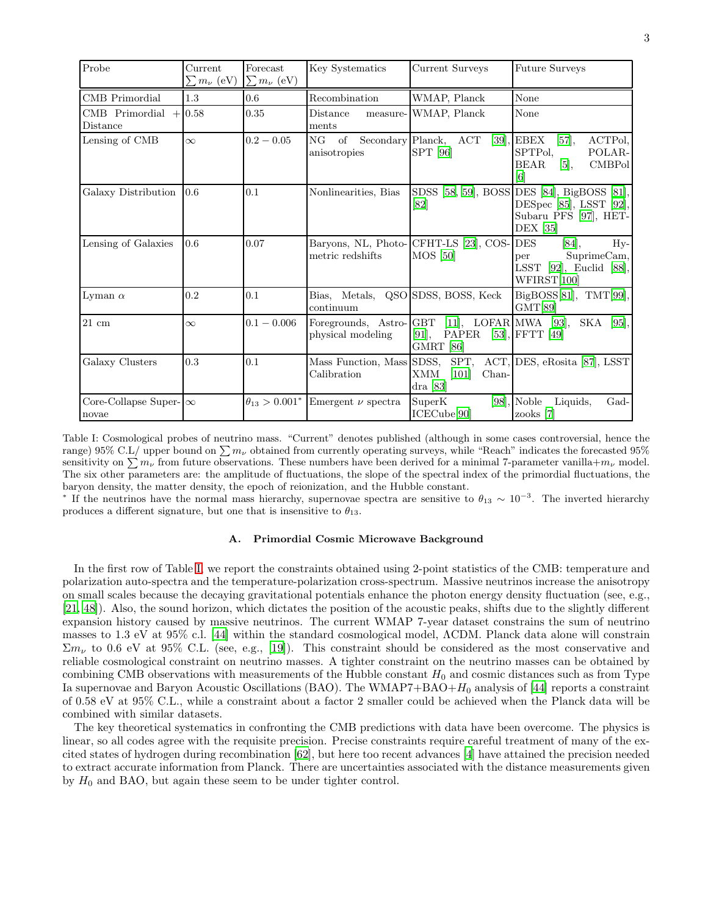| Probe | Current $\sum m_\nu$ (eV) | Forecast $\sum m_\nu$ (eV) | Key Systematics | Current Surveys | Future Surveys |
|---|---|---|---|---|---|
| CMB Primordial | 1.3 | 0.6 | Recombination | WMAP, Planck | None |
| CMB Primordial + Distance | 0.58 | 0.35 | Distance measurements | WMAP, Planck | None |
| Lensing of CMB | $\infty$ | $0.2 - 0.05$ | NG of Secondary anisotropies | Planck, ACT [39], SPT [96] | EBEX [57], ACTPol, SPTPol, POLARBEAR [5], CMBPol [6] |
| Galaxy Distribution | 0.6 | 0.1 | Nonlinearities, Bias | SDSS [58, 59], BOSS [82] | DES [84], BigBOSS [81], DESpec [85], LSST [92], Subaru PFS [97], HETDEX [35] |
| Lensing of Galaxies | 0.6 | 0.07 | Baryons, NL, Photometric redshifts | CFHT-LS [23], COSMOS [50] | DES [84], Hyper SuprimeCam, LSST [92], Euclid [88], WFIRST[100] |
| Lyman $\alpha$ | 0.2 | 0.1 | Bias, Metals, QSO continuum | SDSS, BOSS, Keck | BigBOSS[81], TMT[99], GMT[89] |
| 21 cm | $\infty$ | $0.1 - 0.006$ | Foregrounds, Astrophysical modeling | GBT [11], LOFAR [91], PAPER [53], GMRT [86] | MWA [93], SKA [95], FFTT [49] |
| Galaxy Clusters | 0.3 | 0.1 | Mass Function, Mass Calibration | SDSS, SPT, ACT, XMM [101] Chandra [83] | DES, eRosita [87], LSST |
| Core-Collapse Supernovae | $\infty$ | $\theta_{13} > 0.001^*$ | Emergent $\nu$ spectra | SuperK [98], ICECube[90] | Noble Liquids, Gadzooks [7] |

Table I: Cosmological probes of neutrino mass. "Current" denotes published (although in some cases controversial, hence the range) 95% C.L/ upper bound on $\sum m_\nu$ obtained from currently operating surveys, while "Reach" indicates the forecasted 95% sensitivity on $\sum m_\nu$ from future observations. These numbers have been derived for a minimal 7-parameter vanilla+$m_\nu$ model. The six other parameters are: the amplitude of fluctuations, the slope of the spectral index of the primordial fluctuations, the baryon density, the matter density, the epoch of reionization, and the Hubble constant.

* If the neutrinos have the normal mass hierarchy, supernovae spectra are sensitive to $\theta_{13} \sim 10^{-3}$. The inverted hierarchy produces a different signature, but one that is insensitive to $\theta_{13}$.

### A. Primordial Cosmic Microwave Background

In the first row of Table I, we report the constraints obtained using 2-point statistics of the CMB: temperature and polarization auto-spectra and the temperature-polarization cross-spectrum. Massive neutrinos increase the anisotropy on small scales because the decaying gravitational potentials enhance the photon energy density fluctuation (see, e.g., [21, 48]). Also, the sound horizon, which dictates the position of the acoustic peaks, shifts due to the slightly different expansion history caused by massive neutrinos. The current WMAP 7-year dataset constrains the sum of neutrino masses to 1.3 eV at 95% c.l. [44] within the standard cosmological model, ΛCDM. Planck data alone will constrain $\Sigma m_\nu$ to 0.6 eV at 95% C.L. (see, e.g., [19]). This constraint should be considered as the most conservative and reliable cosmological constraint on neutrino masses. A tighter constraint on the neutrino masses can be obtained by combining CMB observations with measurements of the Hubble constant $H_0$ and cosmic distances such as from Type Ia supernovae and Baryon Acoustic Oscillations (BAO). The WMAP7+BAO+$H_0$ analysis of [44] reports a constraint of 0.58 eV at 95% C.L., while a constraint about a factor 2 smaller could be achieved when the Planck data will be combined with similar datasets.

The key theoretical systematics in confronting the CMB predictions with data have been overcome. The physics is linear, so all codes agree with the requisite precision. Precise constraints require careful treatment of many of the excited states of hydrogen during recombination [62], but here too recent advances [4] have attained the precision needed to extract accurate information from Planck. There are uncertainties associated with the distance measurements given by $H_0$ and BAO, but again these seem to be under tighter control.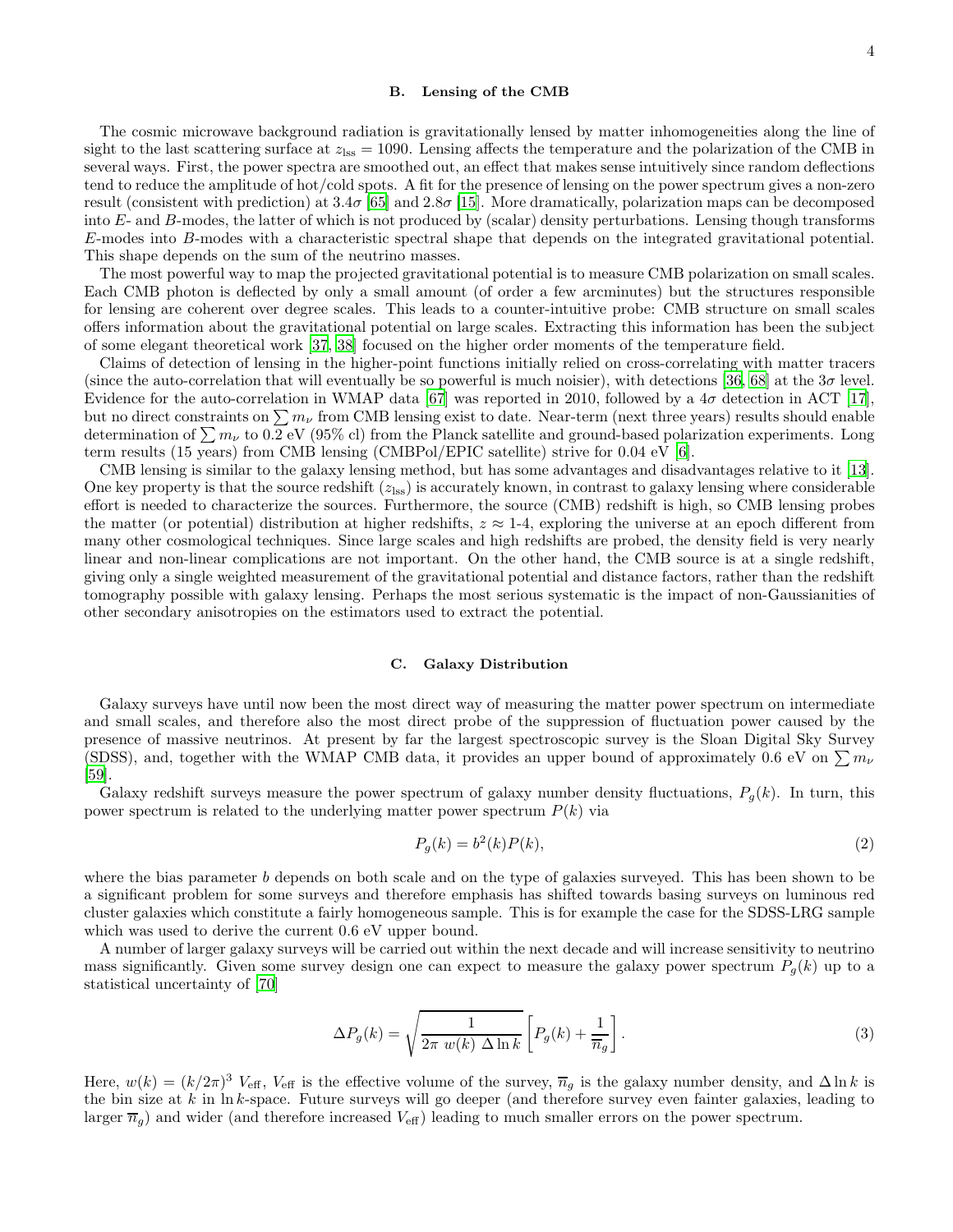### B. Lensing of the CMB

The cosmic microwave background radiation is gravitationally lensed by matter inhomogeneities along the line of sight to the last scattering surface at $z_{\rm lss} = 1090$. Lensing affects the temperature and the polarization of the CMB in several ways. First, the power spectra are smoothed out, an effect that makes sense intuitively since random deflections tend to reduce the amplitude of hot/cold spots. A fit for the presence of lensing on the power spectrum gives a non-zero result (consistent with prediction) at $3.4\sigma$ [65] and $2.8\sigma$ [15]. More dramatically, polarization maps can be decomposed into $E$- and $B$-modes, the latter of which is not produced by (scalar) density perturbations. Lensing though transforms $E$-modes into $B$-modes with a characteristic spectral shape that depends on the integrated gravitational potential. This shape depends on the sum of the neutrino masses.

The most powerful way to map the projected gravitational potential is to measure CMB polarization on small scales. Each CMB photon is deflected by only a small amount (of order a few arcminutes) but the structures responsible for lensing are coherent over degree scales. This leads to a counter-intuitive probe: CMB structure on small scales offers information about the gravitational potential on large scales. Extracting this information has been the subject of some elegant theoretical work [37, 38] focused on the higher order moments of the temperature field.

Claims of detection of lensing in the higher-point functions initially relied on cross-correlating with matter tracers (since the auto-correlation that will eventually be so powerful is much noisier), with detections [36, 68] at the $3\sigma$ level. Evidence for the auto-correlation in WMAP data [67] was reported in 2010, followed by a $4\sigma$ detection in ACT [17], but no direct constraints on $\sum m_\nu$ from CMB lensing exist to date. Near-term (next three years) results should enable determination of $\sum m_\nu$ to 0.2 eV (95% cl) from the Planck satellite and ground-based polarization experiments. Long term results (15 years) from CMB lensing (CMBPol/EPIC satellite) strive for 0.04 eV [6].

CMB lensing is similar to the galaxy lensing method, but has some advantages and disadvantages relative to it [13]. One key property is that the source redshift ($z_{\rm lss}$) is accurately known, in contrast to galaxy lensing where considerable effort is needed to characterize the sources. Furthermore, the source (CMB) redshift is high, so CMB lensing probes the matter (or potential) distribution at higher redshifts, $z \approx$ 1-4, exploring the universe at an epoch different from many other cosmological techniques. Since large scales and high redshifts are probed, the density field is very nearly linear and non-linear complications are not important. On the other hand, the CMB source is at a single redshift, giving only a single weighted measurement of the gravitational potential and distance factors, rather than the redshift tomography possible with galaxy lensing. Perhaps the most serious systematic is the impact of non-Gaussianities of other secondary anisotropies on the estimators used to extract the potential.

### C. Galaxy Distribution

Galaxy surveys have until now been the most direct way of measuring the matter power spectrum on intermediate and small scales, and therefore also the most direct probe of the suppression of fluctuation power caused by the presence of massive neutrinos. At present by far the largest spectroscopic survey is the Sloan Digital Sky Survey (SDSS), and, together with the WMAP CMB data, it provides an upper bound of approximately 0.6 eV on $\sum m_\nu$ [59].

Galaxy redshift surveys measure the power spectrum of galaxy number density fluctuations, $P_g(k)$. In turn, this power spectrum is related to the underlying matter power spectrum $P(k)$ via

$$P_g(k) = b^2(k) P(k), \tag{2}$$

where the bias parameter $b$ depends on both scale and on the type of galaxies surveyed. This has been shown to be a significant problem for some surveys and therefore emphasis has shifted towards basing surveys on luminous red cluster galaxies which constitute a fairly homogeneous sample. This is for example the case for the SDSS-LRG sample which was used to derive the current 0.6 eV upper bound.

A number of larger galaxy surveys will be carried out within the next decade and will increase sensitivity to neutrino mass significantly. Given some survey design one can expect to measure the galaxy power spectrum $P_g(k)$ up to a statistical uncertainty of [70]

$$\Delta P_g(k) = \sqrt{\frac{1}{2\pi \; w(k) \; \Delta \ln k}} \left[ P_g(k) + \frac{1}{\overline{n}_g} \right]. \tag{3}$$

Here, $w(k) = (k/2\pi)^3 \; V_{\rm eff}$, $V_{\rm eff}$ is the effective volume of the survey, $\overline{n}_g$ is the galaxy number density, and $\Delta \ln k$ is the bin size at $k$ in $\ln k$-space. Future surveys will go deeper (and therefore survey even fainter galaxies, leading to larger $\overline{n}_g$) and wider (and therefore increased $V_{\rm eff}$) leading to much smaller errors on the power spectrum.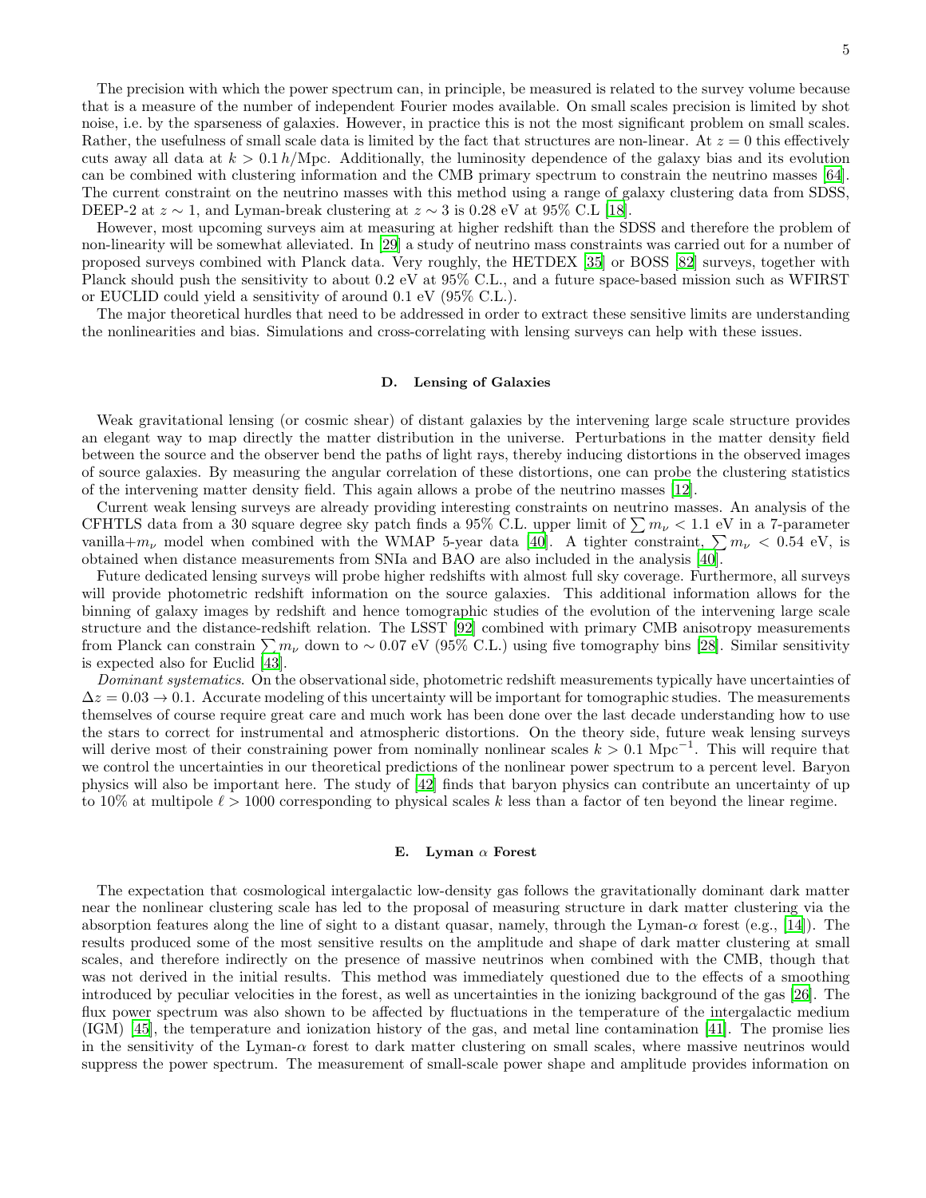The precision with which the power spectrum can, in principle, be measured is related to the survey volume because that is a measure of the number of independent Fourier modes available. On small scales precision is limited by shot noise, i.e. by the sparseness of galaxies. However, in practice this is not the most significant problem on small scales. Rather, the usefulness of small scale data is limited by the fact that structures are non-linear. At $z = 0$ this effectively cuts away all data at $k > 0.1\,h/\text{Mpc}$. Additionally, the luminosity dependence of the galaxy bias and its evolution can be combined with clustering information and the CMB primary spectrum to constrain the neutrino masses [64]. The current constraint on the neutrino masses with this method using a range of galaxy clustering data from SDSS, DEEP-2 at $z \sim 1$, and Lyman-break clustering at $z \sim 3$ is 0.28 eV at 95% C.L [18].

However, most upcoming surveys aim at measuring at higher redshift than the SDSS and therefore the problem of non-linearity will be somewhat alleviated. In [29] a study of neutrino mass constraints was carried out for a number of proposed surveys combined with Planck data. Very roughly, the HETDEX [35] or BOSS [82] surveys, together with Planck should push the sensitivity to about 0.2 eV at 95% C.L., and a future space-based mission such as WFIRST or EUCLID could yield a sensitivity of around 0.1 eV (95% C.L.).

The major theoretical hurdles that need to be addressed in order to extract these sensitive limits are understanding the nonlinearities and bias. Simulations and cross-correlating with lensing surveys can help with these issues.

### D. Lensing of Galaxies

Weak gravitational lensing (or cosmic shear) of distant galaxies by the intervening large scale structure provides an elegant way to map directly the matter distribution in the universe. Perturbations in the matter density field between the source and the observer bend the paths of light rays, thereby inducing distortions in the observed images of source galaxies. By measuring the angular correlation of these distortions, one can probe the clustering statistics of the intervening matter density field. This again allows a probe of the neutrino masses [12].

Current weak lensing surveys are already providing interesting constraints on neutrino masses. An analysis of the CFHTLS data from a 30 square degree sky patch finds a 95% C.L. upper limit of $\sum m_\nu < 1.1$ eV in a 7-parameter vanilla+$m_\nu$ model when combined with the WMAP 5-year data [40]. A tighter constraint, $\sum m_\nu < 0.54$ eV, is obtained when distance measurements from SNIa and BAO are also included in the analysis [40].

Future dedicated lensing surveys will probe higher redshifts with almost full sky coverage. Furthermore, all surveys will provide photometric redshift information on the source galaxies. This additional information allows for the binning of galaxy images by redshift and hence tomographic studies of the evolution of the intervening large scale structure and the distance-redshift relation. The LSST [92] combined with primary CMB anisotropy measurements from Planck can constrain $\sum m_\nu$ down to $\sim 0.07$ eV (95% C.L.) using five tomography bins [28]. Similar sensitivity is expected also for Euclid [43].

*Dominant systematics.* On the observational side, photometric redshift measurements typically have uncertainties of $\Delta z = 0.03 \to 0.1$. Accurate modeling of this uncertainty will be important for tomographic studies. The measurements themselves of course require great care and much work has been done over the last decade understanding how to use the stars to correct for instrumental and atmospheric distortions. On the theory side, future weak lensing surveys will derive most of their constraining power from nominally nonlinear scales $k > 0.1\ \text{Mpc}^{-1}$. This will require that we control the uncertainties in our theoretical predictions of the nonlinear power spectrum to a percent level. Baryon physics will also be important here. The study of [42] finds that baryon physics can contribute an uncertainty of up to 10% at multipole $\ell > 1000$ corresponding to physical scales $k$ less than a factor of ten beyond the linear regime.

### E. Lyman $\alpha$ Forest

The expectation that cosmological intergalactic low-density gas follows the gravitationally dominant dark matter near the nonlinear clustering scale has led to the proposal of measuring structure in dark matter clustering via the absorption features along the line of sight to a distant quasar, namely, through the Lyman-$\alpha$ forest (e.g., [14]). The results produced some of the most sensitive results on the amplitude and shape of dark matter clustering at small scales, and therefore indirectly on the presence of massive neutrinos when combined with the CMB, though that was not derived in the initial results. This method was immediately questioned due to the effects of a smoothing introduced by peculiar velocities in the forest, as well as uncertainties in the ionizing background of the gas [26]. The flux power spectrum was also shown to be affected by fluctuations in the temperature of the intergalactic medium (IGM) [45], the temperature and ionization history of the gas, and metal line contamination [41]. The promise lies in the sensitivity of the Lyman-$\alpha$ forest to dark matter clustering on small scales, where massive neutrinos would suppress the power spectrum. The measurement of small-scale power shape and amplitude provides information on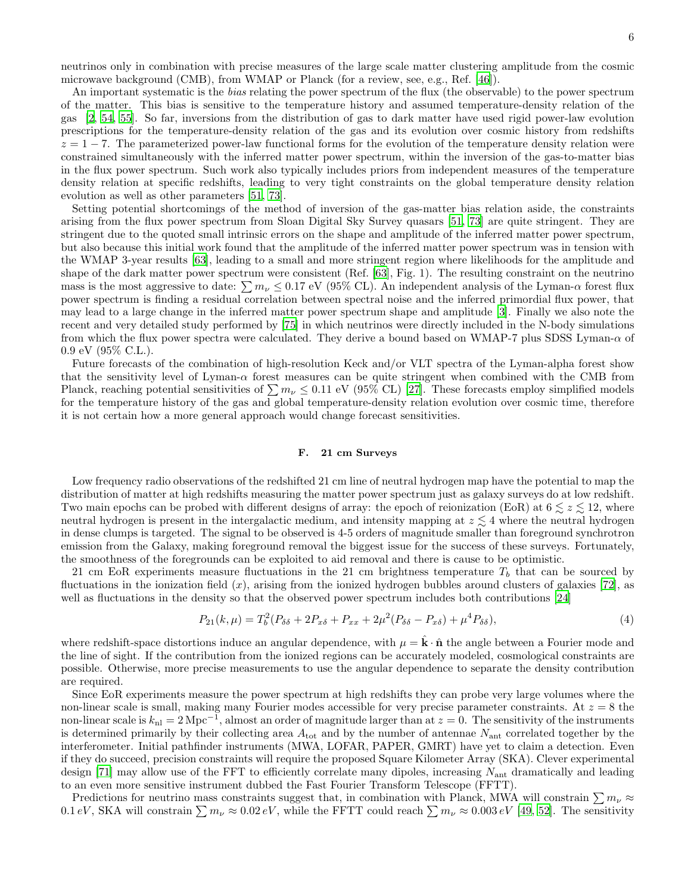neutrinos only in combination with precise measures of the large scale matter clustering amplitude from the cosmic microwave background (CMB), from WMAP or Planck (for a review, see, e.g., Ref. [46]).

An important systematic is the *bias* relating the power spectrum of the flux (the observable) to the power spectrum of the matter. This bias is sensitive to the temperature history and assumed temperature-density relation of the gas [2, 54, 55]. So far, inversions from the distribution of gas to dark matter have used rigid power-law evolution prescriptions for the temperature-density relation of the gas and its evolution over cosmic history from redshifts $z = 1-7$. The parameterized power-law functional forms for the evolution of the temperature density relation were constrained simultaneously with the inferred matter power spectrum, within the inversion of the gas-to-matter bias in the flux power spectrum. Such work also typically includes priors from independent measures of the temperature density relation at specific redshifts, leading to very tight constraints on the global temperature density relation evolution as well as other parameters [51, 73].

Setting potential shortcomings of the method of inversion of the gas-matter bias relation aside, the constraints arising from the flux power spectrum from Sloan Digital Sky Survey quasars [51, 73] are quite stringent. They are stringent due to the quoted small intrinsic errors on the shape and amplitude of the inferred matter power spectrum, but also because this initial work found that the amplitude of the inferred matter power spectrum was in tension with the WMAP 3-year results [63], leading to a small and more stringent region where likelihoods for the amplitude and shape of the dark matter power spectrum were consistent (Ref. [63], Fig. 1). The resulting constraint on the neutrino mass is the most aggressive to date: $\sum m_\nu \leq 0.17$ eV (95% CL). An independent analysis of the Lyman-$\alpha$ forest flux power spectrum is finding a residual correlation between spectral noise and the inferred primordial flux power, that may lead to a large change in the inferred matter power spectrum shape and amplitude [3]. Finally we also note the recent and very detailed study performed by [75] in which neutrinos were directly included in the N-body simulations from which the flux power spectra were calculated. They derive a bound based on WMAP-7 plus SDSS Lyman-$\alpha$ of 0.9 eV (95% C.L.).

Future forecasts of the combination of high-resolution Keck and/or VLT spectra of the Lyman-alpha forest show that the sensitivity level of Lyman-$\alpha$ forest measures can be quite stringent when combined with the CMB from Planck, reaching potential sensitivities of $\sum m_\nu \leq 0.11$ eV (95% CL) [27]. These forecasts employ simplified models for the temperature history of the gas and global temperature-density relation evolution over cosmic time, therefore it is not certain how a more general approach would change forecast sensitivities.

### F. 21 cm Surveys

Low frequency radio observations of the redshifted 21 cm line of neutral hydrogen map have the potential to map the distribution of matter at high redshifts measuring the matter power spectrum just as galaxy surveys do at low redshift. Two main epochs can be probed with different designs of array: the epoch of reionization (EoR) at $6 \lesssim z \lesssim 12$, where neutral hydrogen is present in the intergalactic medium, and intensity mapping at $z \lesssim 4$ where the neutral hydrogen in dense clumps is targeted. The signal to be observed is 4-5 orders of magnitude smaller than foreground synchrotron emission from the Galaxy, making foreground removal the biggest issue for the success of these surveys. Fortunately, the smoothness of the foregrounds can be exploited to aid removal and there is cause to be optimistic.

21 cm EoR experiments measure fluctuations in the 21 cm brightness temperature $T_b$ that can be sourced by fluctuations in the ionization field ($x$), arising from the ionized hydrogen bubbles around clusters of galaxies [72], as well as fluctuations in the density so that the observed power spectrum includes both contributions [24]

$$P_{21}(k,\mu) = T_b^2(P_{\delta\delta} + 2P_{x\delta} + P_{xx} + 2\mu^2(P_{\delta\delta} - P_{x\delta}) + \mu^4 P_{\delta\delta}), \tag{4}$$

where redshift-space distortions induce an angular dependence, with $\mu = \hat{\mathbf{k}} \cdot \hat{\mathbf{n}}$ the angle between a Fourier mode and the line of sight. If the contribution from the ionized regions can be accurately modeled, cosmological constraints are possible. Otherwise, more precise measurements to use the angular dependence to separate the density contribution are required.

Since EoR experiments measure the power spectrum at high redshifts they can probe very large volumes where the non-linear scale is small, making many Fourier modes accessible for very precise parameter constraints. At $z = 8$ the non-linear scale is $k_{\rm nl} = 2\,{\rm Mpc}^{-1}$, almost an order of magnitude larger than at $z = 0$. The sensitivity of the instruments is determined primarily by their collecting area $A_{\rm tot}$ and by the number of antennae $N_{\rm ant}$ correlated together by the interferometer. Initial pathfinder instruments (MWA, LOFAR, PAPER, GMRT) have yet to claim a detection. Even if they do succeed, precision constraints will require the proposed Square Kilometer Array (SKA). Clever experimental design [71] may allow use of the FFT to efficiently correlate many dipoles, increasing $N_{\rm ant}$ dramatically and leading to an even more sensitive instrument dubbed the Fast Fourier Transform Telescope (FFTT).

Predictions for neutrino mass constraints suggest that, in combination with Planck, MWA will constrain $\sum m_\nu \approx 0.1\,eV$, SKA will constrain $\sum m_\nu \approx 0.02\,eV$, while the FFTT could reach $\sum m_\nu \approx 0.003\,eV$ [49, 52]. The sensitivity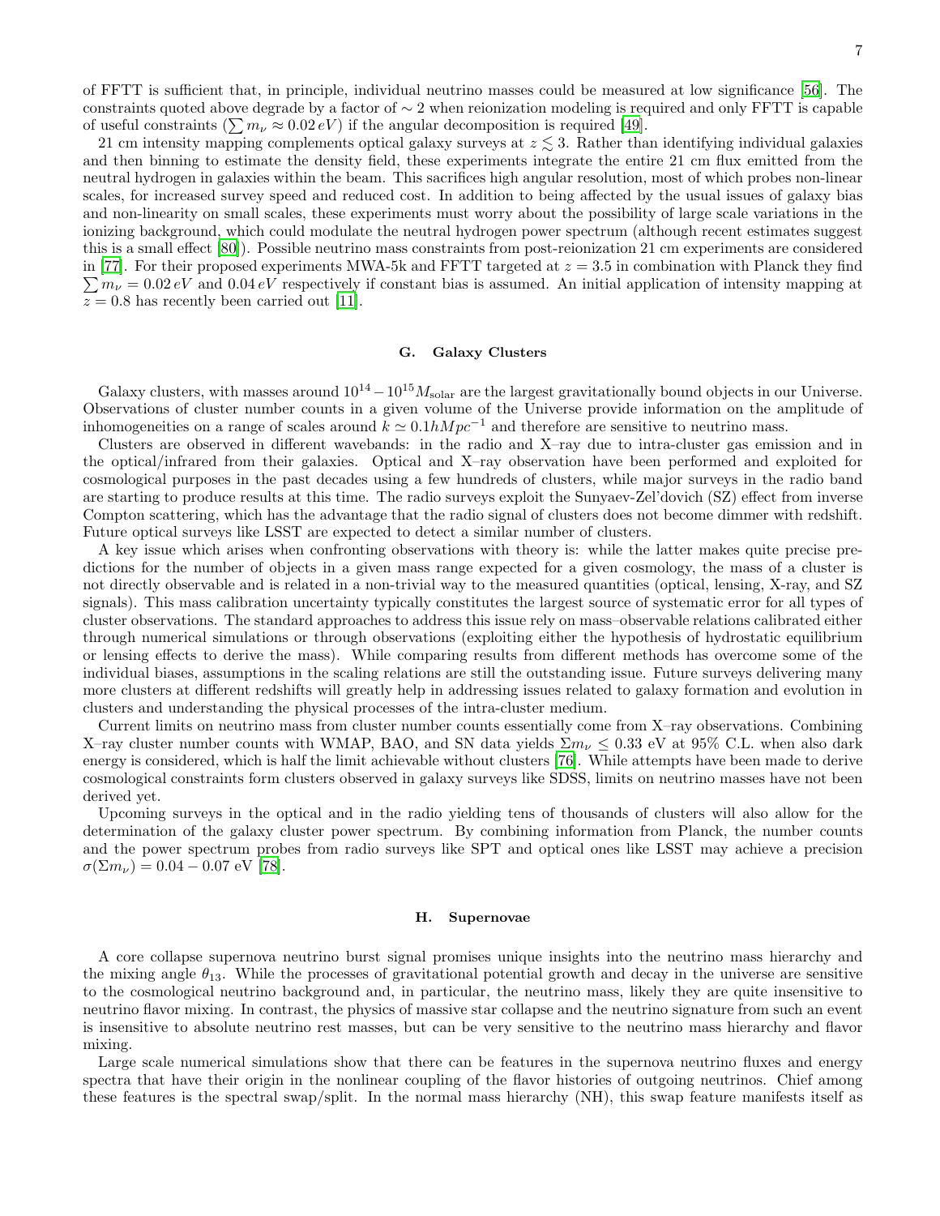of FFTT is sufficient that, in principle, individual neutrino masses could be measured at low significance [56]. The constraints quoted above degrade by a factor of $\sim 2$ when reionization modeling is required and only FFTT is capable of useful constraints ($\sum m_\nu \approx 0.02\, eV$) if the angular decomposition is required [49].

21 cm intensity mapping complements optical galaxy surveys at $z \lesssim 3$. Rather than identifying individual galaxies and then binning to estimate the density field, these experiments integrate the entire 21 cm flux emitted from the neutral hydrogen in galaxies within the beam. This sacrifices high angular resolution, most of which probes non-linear scales, for increased survey speed and reduced cost. In addition to being affected by the usual issues of galaxy bias and non-linearity on small scales, these experiments must worry about the possibility of large scale variations in the ionizing background, which could modulate the neutral hydrogen power spectrum (although recent estimates suggest this is a small effect [80]). Possible neutrino mass constraints from post-reionization 21 cm experiments are considered in [77]. For their proposed experiments MWA-5k and FFTT targeted at $z = 3.5$ in combination with Planck they find $\sum m_\nu = 0.02\, eV$ and $0.04\, eV$ respectively if constant bias is assumed. An initial application of intensity mapping at $z = 0.8$ has recently been carried out [11].

### G. Galaxy Clusters

Galaxy clusters, with masses around $10^{14} - 10^{15} M_{\rm solar}$ are the largest gravitationally bound objects in our Universe. Observations of cluster number counts in a given volume of the Universe provide information on the amplitude of inhomogeneities on a range of scales around $k \simeq 0.1 hMpc^{-1}$ and therefore are sensitive to neutrino mass.

Clusters are observed in different wavebands: in the radio and X–ray due to intra-cluster gas emission and in the optical/infrared from their galaxies. Optical and X–ray observation have been performed and exploited for cosmological purposes in the past decades using a few hundreds of clusters, while major surveys in the radio band are starting to produce results at this time. The radio surveys exploit the Sunyaev-Zel'dovich (SZ) effect from inverse Compton scattering, which has the advantage that the radio signal of clusters does not become dimmer with redshift. Future optical surveys like LSST are expected to detect a similar number of clusters.

A key issue which arises when confronting observations with theory is: while the latter makes quite precise predictions for the number of objects in a given mass range expected for a given cosmology, the mass of a cluster is not directly observable and is related in a non-trivial way to the measured quantities (optical, lensing, X-ray, and SZ signals). This mass calibration uncertainty typically constitutes the largest source of systematic error for all types of cluster observations. The standard approaches to address this issue rely on mass–observable relations calibrated either through numerical simulations or through observations (exploiting either the hypothesis of hydrostatic equilibrium or lensing effects to derive the mass). While comparing results from different methods has overcome some of the individual biases, assumptions in the scaling relations are still the outstanding issue. Future surveys delivering many more clusters at different redshifts will greatly help in addressing issues related to galaxy formation and evolution in clusters and understanding the physical processes of the intra-cluster medium.

Current limits on neutrino mass from cluster number counts essentially come from X–ray observations. Combining X–ray cluster number counts with WMAP, BAO, and SN data yields $\Sigma m_\nu \leq 0.33$ eV at 95% C.L. when also dark energy is considered, which is half the limit achievable without clusters [76]. While attempts have been made to derive cosmological constraints form clusters observed in galaxy surveys like SDSS, limits on neutrino masses have not been derived yet.

Upcoming surveys in the optical and in the radio yielding tens of thousands of clusters will also allow for the determination of the galaxy cluster power spectrum. By combining information from Planck, the number counts and the power spectrum probes from radio surveys like SPT and optical ones like LSST may achieve a precision $\sigma(\Sigma m_\nu) = 0.04 - 0.07$ eV [78].

### H. Supernovae

A core collapse supernova neutrino burst signal promises unique insights into the neutrino mass hierarchy and the mixing angle $\theta_{13}$. While the processes of gravitational potential growth and decay in the universe are sensitive to the cosmological neutrino background and, in particular, the neutrino mass, likely they are quite insensitive to neutrino flavor mixing. In contrast, the physics of massive star collapse and the neutrino signature from such an event is insensitive to absolute neutrino rest masses, but can be very sensitive to the neutrino mass hierarchy and flavor mixing.

Large scale numerical simulations show that there can be features in the supernova neutrino fluxes and energy spectra that have their origin in the nonlinear coupling of the flavor histories of outgoing neutrinos. Chief among these features is the spectral swap/split. In the normal mass hierarchy (NH), this swap feature manifests itself as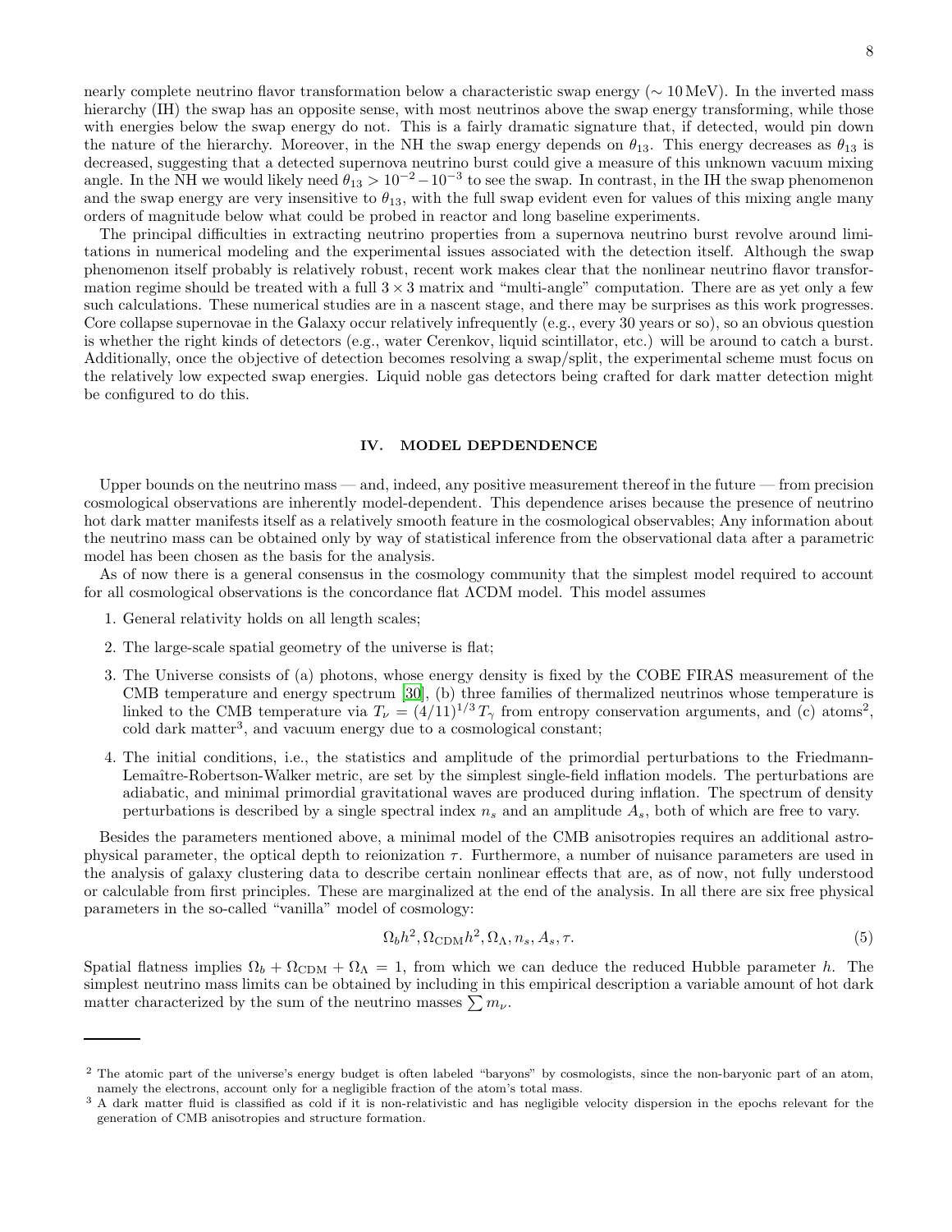nearly complete neutrino flavor transformation below a characteristic swap energy ($\sim 10\,\text{MeV}$). In the inverted mass hierarchy (IH) the swap has an opposite sense, with most neutrinos above the swap energy transforming, while those with energies below the swap energy do not. This is a fairly dramatic signature that, if detected, would pin down the nature of the hierarchy. Moreover, in the NH the swap energy depends on $\theta_{13}$. This energy decreases as $\theta_{13}$ is decreased, suggesting that a detected supernova neutrino burst could give a measure of this unknown vacuum mixing angle. In the NH we would likely need $\theta_{13} > 10^{-2} - 10^{-3}$ to see the swap. In contrast, in the IH the swap phenomenon and the swap energy are very insensitive to $\theta_{13}$, with the full swap evident even for values of this mixing angle many orders of magnitude below what could be probed in reactor and long baseline experiments.

The principal difficulties in extracting neutrino properties from a supernova neutrino burst revolve around limitations in numerical modeling and the experimental issues associated with the detection itself. Although the swap phenomenon itself probably is relatively robust, recent work makes clear that the nonlinear neutrino flavor transformation regime should be treated with a full $3 \times 3$ matrix and "multi-angle" computation. There are as yet only a few such calculations. These numerical studies are in a nascent stage, and there may be surprises as this work progresses. Core collapse supernovae in the Galaxy occur relatively infrequently (e.g., every 30 years or so), so an obvious question is whether the right kinds of detectors (e.g., water Cerenkov, liquid scintillator, etc.) will be around to catch a burst. Additionally, once the objective of detection becomes resolving a swap/split, the experimental scheme must focus on the relatively low expected swap energies. Liquid noble gas detectors being crafted for dark matter detection might be configured to do this.

## IV. MODEL DEPDENDENCE

Upper bounds on the neutrino mass — and, indeed, any positive measurement thereof in the future — from precision cosmological observations are inherently model-dependent. This dependence arises because the presence of neutrino hot dark matter manifests itself as a relatively smooth feature in the cosmological observables; Any information about the neutrino mass can be obtained only by way of statistical inference from the observational data after a parametric model has been chosen as the basis for the analysis.

As of now there is a general consensus in the cosmology community that the simplest model required to account for all cosmological observations is the concordance flat ΛCDM model. This model assumes

1. General relativity holds on all length scales;
2. The large-scale spatial geometry of the universe is flat;
3. The Universe consists of (a) photons, whose energy density is fixed by the COBE FIRAS measurement of the CMB temperature and energy spectrum [30], (b) three families of thermalized neutrinos whose temperature is linked to the CMB temperature via $T_\nu = (4/11)^{1/3}\, T_\gamma$ from entropy conservation arguments, and (c) atoms[2], cold dark matter[3], and vacuum energy due to a cosmological constant;
4. The initial conditions, i.e., the statistics and amplitude of the primordial perturbations to the Friedmann-Lemaître-Robertson-Walker metric, are set by the simplest single-field inflation models. The perturbations are adiabatic, and minimal primordial gravitational waves are produced during inflation. The spectrum of density perturbations is described by a single spectral index $n_s$ and an amplitude $A_s$, both of which are free to vary.

Besides the parameters mentioned above, a minimal model of the CMB anisotropies requires an additional astrophysical parameter, the optical depth to reionization $\tau$. Furthermore, a number of nuisance parameters are used in the analysis of galaxy clustering data to describe certain nonlinear effects that are, as of now, not fully understood or calculable from first principles. These are marginalized at the end of the analysis. In all there are six free physical parameters in the so-called "vanilla" model of cosmology:

$$\Omega_b h^2, \Omega_{\rm CDM} h^2, \Omega_\Lambda, n_s, A_s, \tau. \tag{5}$$

Spatial flatness implies $\Omega_b + \Omega_{\rm CDM} + \Omega_\Lambda = 1$, from which we can deduce the reduced Hubble parameter $h$. The simplest neutrino mass limits can be obtained by including in this empirical description a variable amount of hot dark matter characterized by the sum of the neutrino masses $\sum m_\nu$.

---

[2] The atomic part of the universe's energy budget is often labeled "baryons" by cosmologists, since the non-baryonic part of an atom, namely the electrons, account only for a negligible fraction of the atom's total mass.

[3] A dark matter fluid is classified as cold if it is non-relativistic and has negligible velocity dispersion in the epochs relevant for the generation of CMB anisotropies and structure formation.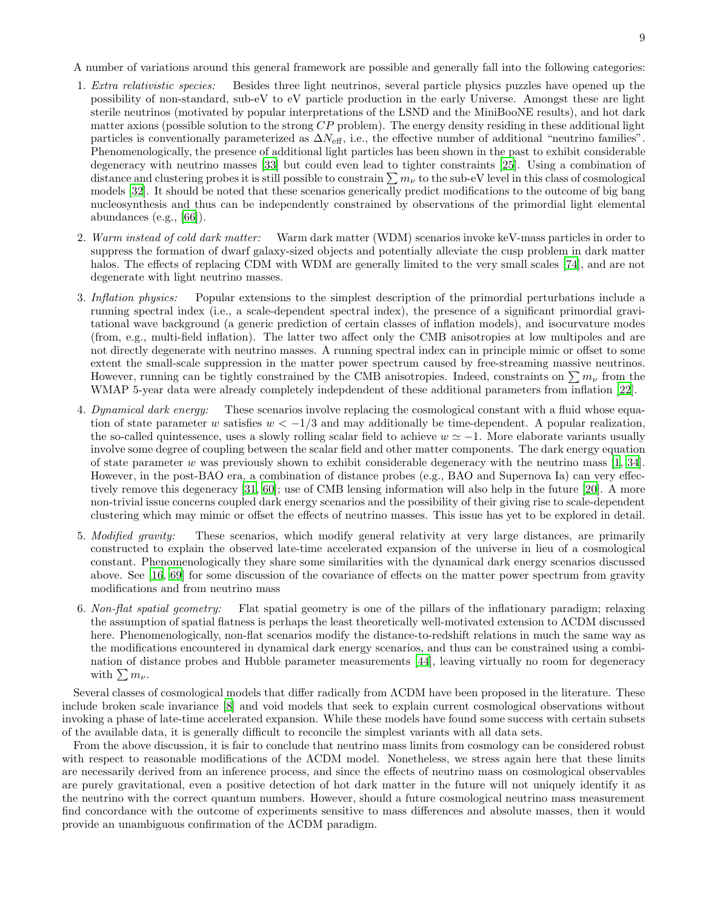A number of variations around this general framework are possible and generally fall into the following categories:

1. *Extra relativistic species:* Besides three light neutrinos, several particle physics puzzles have opened up the possibility of non-standard, sub-eV to eV particle production in the early Universe. Amongst these are light sterile neutrinos (motivated by popular interpretations of the LSND and the MiniBooNE results), and hot dark matter axions (possible solution to the strong $CP$ problem). The energy density residing in these additional light particles is conventionally parameterized as $\Delta N_{\rm eff}$, i.e., the effective number of additional "neutrino families". Phenomenologically, the presence of additional light particles has been shown in the past to exhibit considerable degeneracy with neutrino masses [33] but could even lead to tighter constraints [25]. Using a combination of distance and clustering probes it is still possible to constrain $\sum m_\nu$ to the sub-eV level in this class of cosmological models [32]. It should be noted that these scenarios generically predict modifications to the outcome of big bang nucleosynthesis and thus can be independently constrained by observations of the primordial light elemental abundances (e.g., [66]).

2. *Warm instead of cold dark matter:* Warm dark matter (WDM) scenarios invoke keV-mass particles in order to suppress the formation of dwarf galaxy-sized objects and potentially alleviate the cusp problem in dark matter halos. The effects of replacing CDM with WDM are generally limited to the very small scales [74], and are not degenerate with light neutrino masses.

3. *Inflation physics:* Popular extensions to the simplest description of the primordial perturbations include a running spectral index (i.e., a scale-dependent spectral index), the presence of a significant primordial gravitational wave background (a generic prediction of certain classes of inflation models), and isocurvature modes (from, e.g., multi-field inflation). The latter two affect only the CMB anisotropies at low multipoles and are not directly degenerate with neutrino masses. A running spectral index can in principle mimic or offset to some extent the small-scale suppression in the matter power spectrum caused by free-streaming massive neutrinos. However, running can be tightly constrained by the CMB anisotropies. Indeed, constraints on $\sum m_\nu$ from the WMAP 5-year data were already completely indepdendent of these additional parameters from inflation [22].

4. *Dynamical dark energy:* These scenarios involve replacing the cosmological constant with a fluid whose equation of state parameter $w$ satisfies $w < -1/3$ and may additionally be time-dependent. A popular realization, the so-called quintessence, uses a slowly rolling scalar field to achieve $w \simeq -1$. More elaborate variants usually involve some degree of coupling between the scalar field and other matter components. The dark energy equation of state parameter $w$ was previously shown to exhibit considerable degeneracy with the neutrino mass [1, 34]. However, in the post-BAO era, a combination of distance probes (e.g., BAO and Supernova Ia) can very effectively remove this degeneracy [31, 60]; use of CMB lensing information will also help in the future [20]. A more non-trivial issue concerns coupled dark energy scenarios and the possibility of their giving rise to scale-dependent clustering which may mimic or offset the effects of neutrino masses. This issue has yet to be explored in detail.

5. *Modified gravity:* These scenarios, which modify general relativity at very large distances, are primarily constructed to explain the observed late-time accelerated expansion of the universe in lieu of a cosmological constant. Phenomenologically they share some similarities with the dynamical dark energy scenarios discussed above. See [16, 69] for some discussion of the covariance of effects on the matter power spectrum from gravity modifications and from neutrino mass

6. *Non-flat spatial geometry:* Flat spatial geometry is one of the pillars of the inflationary paradigm; relaxing the assumption of spatial flatness is perhaps the least theoretically well-motivated extension to ΛCDM discussed here. Phenomenologically, non-flat scenarios modify the distance-to-redshift relations in much the same way as the modifications encountered in dynamical dark energy scenarios, and thus can be constrained using a combination of distance probes and Hubble parameter measurements [44], leaving virtually no room for degeneracy with $\sum m_\nu$.

Several classes of cosmological models that differ radically from ΛCDM have been proposed in the literature. These include broken scale invariance [8] and void models that seek to explain current cosmological observations without invoking a phase of late-time accelerated expansion. While these models have found some success with certain subsets of the available data, it is generally difficult to reconcile the simplest variants with all data sets.

From the above discussion, it is fair to conclude that neutrino mass limits from cosmology can be considered robust with respect to reasonable modifications of the ΛCDM model. Nonetheless, we stress again here that these limits are necessarily derived from an inference process, and since the effects of neutrino mass on cosmological observables are purely gravitational, even a positive detection of hot dark matter in the future will not uniquely identify it as the neutrino with the correct quantum numbers. However, should a future cosmological neutrino mass measurement find concordance with the outcome of experiments sensitive to mass differences and absolute masses, then it would provide an unambiguous confirmation of the ΛCDM paradigm.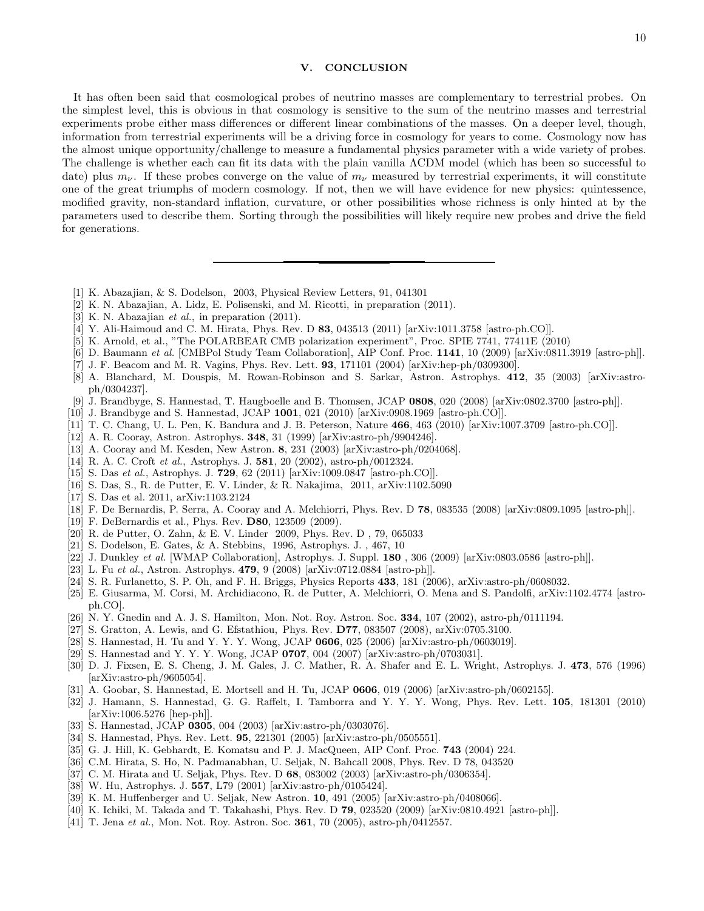## V. CONCLUSION

It has often been said that cosmological probes of neutrino masses are complementary to terrestrial probes. On the simplest level, this is obvious in that cosmology is sensitive to the sum of the neutrino masses and terrestrial experiments probe either mass differences or different linear combinations of the masses. On a deeper level, though, information from terrestrial experiments will be a driving force in cosmology for years to come. Cosmology now has the almost unique opportunity/challenge to measure a fundamental physics parameter with a wide variety of probes. The challenge is whether each can fit its data with the plain vanilla ΛCDM model (which has been so successful to date) plus $m_\nu$. If these probes converge on the value of $m_\nu$ measured by terrestrial experiments, it will constitute one of the great triumphs of modern cosmology. If not, then we will have evidence for new physics: quintessence, modified gravity, non-standard inflation, curvature, or other possibilities whose richness is only hinted at by the parameters used to describe them. Sorting through the possibilities will likely require new probes and drive the field for generations.

---

[1] K. Abazajian, & S. Dodelson, 2003, Physical Review Letters, 91, 041301
[2] K. N. Abazajian, A. Lidz, E. Polisenski, and M. Ricotti, in preparation (2011).
[3] K. N. Abazajian *et al.*, in preparation (2011).
[4] Y. Ali-Haimoud and C. M. Hirata, Phys. Rev. D **83**, 043513 (2011) [arXiv:1011.3758 [astro-ph.CO]].
[5] K. Arnold, et al., "The POLARBEAR CMB polarization experiment", Proc. SPIE 7741, 77411E (2010)
[6] D. Baumann *et al.* [CMBPol Study Team Collaboration], AIP Conf. Proc. **1141**, 10 (2009) [arXiv:0811.3919 [astro-ph]].
[7] J. F. Beacom and M. R. Vagins, Phys. Rev. Lett. **93**, 171101 (2004) [arXiv:hep-ph/0309300].
[8] A. Blanchard, M. Douspis, M. Rowan-Robinson and S. Sarkar, Astron. Astrophys. **412**, 35 (2003) [arXiv:astro-ph/0304237].
[9] J. Brandbyge, S. Hannestad, T. Haugboelle and B. Thomsen, JCAP **0808**, 020 (2008) [arXiv:0802.3700 [astro-ph]].
[10] J. Brandbyge and S. Hannestad, JCAP **1001**, 021 (2010) [arXiv:0908.1969 [astro-ph.CO]].
[11] T. C. Chang, U. L. Pen, K. Bandura and J. B. Peterson, Nature **466**, 463 (2010) [arXiv:1007.3709 [astro-ph.CO]].
[12] A. R. Cooray, Astron. Astrophys. **348**, 31 (1999) [arXiv:astro-ph/9904246].
[13] A. Cooray and M. Kesden, New Astron. **8**, 231 (2003) [arXiv:astro-ph/0204068].
[14] R. A. C. Croft *et al.*, Astrophys. J. **581**, 20 (2002), astro-ph/0012324.
[15] S. Das *et al.*, Astrophys. J. **729**, 62 (2011) [arXiv:1009.0847 [astro-ph.CO]].
[16] S. Das, S., R. de Putter, E. V. Linder, & R. Nakajima, 2011, arXiv:1102.5090
[17] S. Das et al. 2011, arXiv:1103.2124
[18] F. De Bernardis, P. Serra, A. Cooray and A. Melchiorri, Phys. Rev. D **78**, 083535 (2008) [arXiv:0809.1095 [astro-ph]].
[19] F. DeBernardis et al., Phys. Rev. **D80**, 123509 (2009).
[20] R. de Putter, O. Zahn, & E. V. Linder 2009, Phys. Rev. D , 79, 065033
[21] S. Dodelson, E. Gates, & A. Stebbins, 1996, Astrophys. J. , 467, 10
[22] J. Dunkley *et al.* [WMAP Collaboration], Astrophys. J. Suppl. **180** , 306 (2009) [arXiv:0803.0586 [astro-ph]].
[23] L. Fu *et al.*, Astron. Astrophys. **479**, 9 (2008) [arXiv:0712.0884 [astro-ph]].
[24] S. R. Furlanetto, S. P. Oh, and F. H. Briggs, Physics Reports **433**, 181 (2006), arXiv:astro-ph/0608032.
[25] E. Giusarma, M. Corsi, M. Archidiacono, R. de Putter, A. Melchiorri, O. Mena and S. Pandolfi, arXiv:1102.4774 [astro-ph.CO].
[26] N. Y. Gnedin and A. J. S. Hamilton, Mon. Not. Roy. Astron. Soc. **334**, 107 (2002), astro-ph/0111194.
[27] S. Gratton, A. Lewis, and G. Efstathiou, Phys. Rev. **D77**, 083507 (2008), arXiv:0705.3100.
[28] S. Hannestad, H. Tu and Y. Y. Y. Wong, JCAP **0606**, 025 (2006) [arXiv:astro-ph/0603019].
[29] S. Hannestad and Y. Y. Y. Wong, JCAP **0707**, 004 (2007) [arXiv:astro-ph/0703031].
[30] D. J. Fixsen, E. S. Cheng, J. M. Gales, J. C. Mather, R. A. Shafer and E. L. Wright, Astrophys. J. **473**, 576 (1996) [arXiv:astro-ph/9605054].
[31] A. Goobar, S. Hannestad, E. Mortsell and H. Tu, JCAP **0606**, 019 (2006) [arXiv:astro-ph/0602155].
[32] J. Hamann, S. Hannestad, G. G. Raffelt, I. Tamborra and Y. Y. Y. Wong, Phys. Rev. Lett. **105**, 181301 (2010) [arXiv:1006.5276 [hep-ph]].
[33] S. Hannestad, JCAP **0305**, 004 (2003) [arXiv:astro-ph/0303076].
[34] S. Hannestad, Phys. Rev. Lett. **95**, 221301 (2005) [arXiv:astro-ph/0505551].
[35] G. J. Hill, K. Gebhardt, E. Komatsu and P. J. MacQueen, AIP Conf. Proc. **743** (2004) 224.
[36] C.M. Hirata, S. Ho, N. Padmanabhan, U. Seljak, N. Bahcall 2008, Phys. Rev. D 78, 043520
[37] C. M. Hirata and U. Seljak, Phys. Rev. D **68**, 083002 (2003) [arXiv:astro-ph/0306354].
[38] W. Hu, Astrophys. J. **557**, L79 (2001) [arXiv:astro-ph/0105424].
[39] K. M. Huffenberger and U. Seljak, New Astron. **10**, 491 (2005) [arXiv:astro-ph/0408066].
[40] K. Ichiki, M. Takada and T. Takahashi, Phys. Rev. D **79**, 023520 (2009) [arXiv:0810.4921 [astro-ph]].
[41] T. Jena *et al.*, Mon. Not. Roy. Astron. Soc. **361**, 70 (2005), astro-ph/0412557.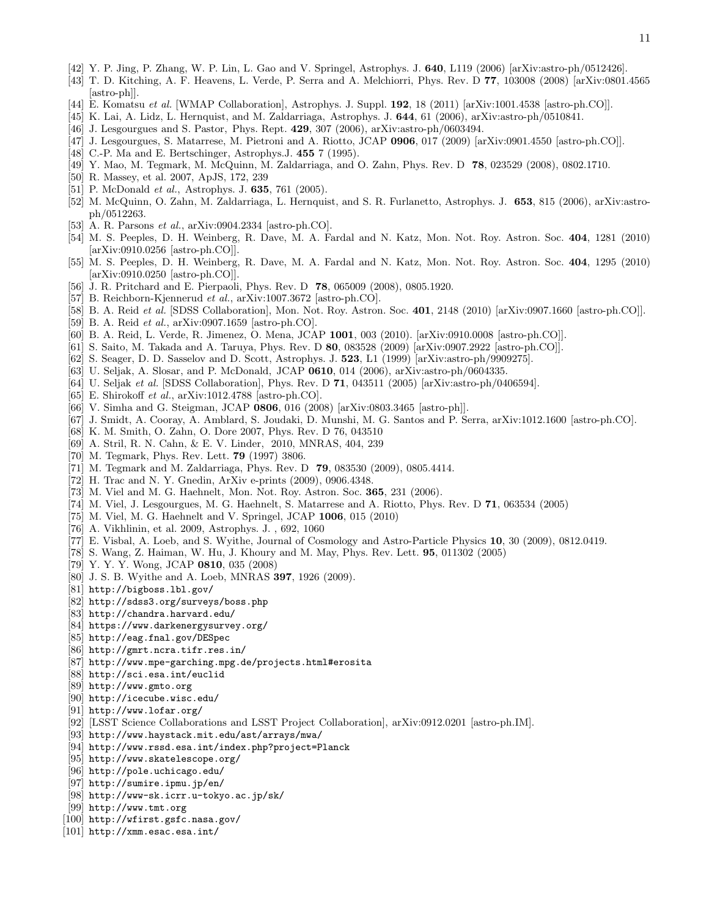[42] Y. P. Jing, P. Zhang, W. P. Lin, L. Gao and V. Springel, Astrophys. J. **640**, L119 (2006) [arXiv:astro-ph/0512426].

[43] T. D. Kitching, A. F. Heavens, L. Verde, P. Serra and A. Melchiorri, Phys. Rev. D **77**, 103008 (2008) [arXiv:0801.4565 [astro-ph]].

[44] E. Komatsu *et al.* [WMAP Collaboration], Astrophys. J. Suppl. **192**, 18 (2011) [arXiv:1001.4538 [astro-ph.CO]].

[45] K. Lai, A. Lidz, L. Hernquist, and M. Zaldarriaga, Astrophys. J. **644**, 61 (2006), arXiv:astro-ph/0510841.

[46] J. Lesgourgues and S. Pastor, Phys. Rept. **429**, 307 (2006), arXiv:astro-ph/0603494.

[47] J. Lesgourgues, S. Matarrese, M. Pietroni and A. Riotto, JCAP **0906**, 017 (2009) [arXiv:0901.4550 [astro-ph.CO]].

[48] C.-P. Ma and E. Bertschinger, Astrophys.J. **455** 7 (1995).

[49] Y. Mao, M. Tegmark, M. McQuinn, M. Zaldarriaga, and O. Zahn, Phys. Rev. D **78**, 023529 (2008), 0802.1710.

[50] R. Massey, et al. 2007, ApJS, 172, 239

[51] P. McDonald *et al.*, Astrophys. J. **635**, 761 (2005).

[52] M. McQuinn, O. Zahn, M. Zaldarriaga, L. Hernquist, and S. R. Furlanetto, Astrophys. J. **653**, 815 (2006), arXiv:astro-ph/0512263.

[53] A. R. Parsons *et al.*, arXiv:0904.2334 [astro-ph.CO].

[54] M. S. Peeples, D. H. Weinberg, R. Dave, M. A. Fardal and N. Katz, Mon. Not. Roy. Astron. Soc. **404**, 1281 (2010) [arXiv:0910.0256 [astro-ph.CO]].

[55] M. S. Peeples, D. H. Weinberg, R. Dave, M. A. Fardal and N. Katz, Mon. Not. Roy. Astron. Soc. **404**, 1295 (2010) [arXiv:0910.0250 [astro-ph.CO]].

[56] J. R. Pritchard and E. Pierpaoli, Phys. Rev. D **78**, 065009 (2008), 0805.1920.

[57] B. Reichborn-Kjennerud *et al.*, arXiv:1007.3672 [astro-ph.CO].

[58] B. A. Reid *et al.* [SDSS Collaboration], Mon. Not. Roy. Astron. Soc. **401**, 2148 (2010) [arXiv:0907.1660 [astro-ph.CO]].

[59] B. A. Reid *et al.*, arXiv:0907.1659 [astro-ph.CO].

[60] B. A. Reid, L. Verde, R. Jimenez, O. Mena, JCAP **1001**, 003 (2010). [arXiv:0910.0008 [astro-ph.CO]].

[61] S. Saito, M. Takada and A. Taruya, Phys. Rev. D **80**, 083528 (2009) [arXiv:0907.2922 [astro-ph.CO]].

[62] S. Seager, D. D. Sasselov and D. Scott, Astrophys. J. **523**, L1 (1999) [arXiv:astro-ph/9909275].

[63] U. Seljak, A. Slosar, and P. McDonald, JCAP **0610**, 014 (2006), arXiv:astro-ph/0604335.

[64] U. Seljak *et al.* [SDSS Collaboration], Phys. Rev. D **71**, 043511 (2005) [arXiv:astro-ph/0406594].

[65] E. Shirokoff *et al.*, arXiv:1012.4788 [astro-ph.CO].

[66] V. Simha and G. Steigman, JCAP **0806**, 016 (2008) [arXiv:0803.3465 [astro-ph]].

[67] J. Smidt, A. Cooray, A. Amblard, S. Joudaki, D. Munshi, M. G. Santos and P. Serra, arXiv:1012.1600 [astro-ph.CO].

[68] K. M. Smith, O. Zahn, O. Dore 2007, Phys. Rev. D 76, 043510

[69] A. Stril, R. N. Cahn, & E. V. Linder, 2010, MNRAS, 404, 239

[70] M. Tegmark, Phys. Rev. Lett. **79** (1997) 3806.

[71] M. Tegmark and M. Zaldarriaga, Phys. Rev. D **79**, 083530 (2009), 0805.4414.

[72] H. Trac and N. Y. Gnedin, ArXiv e-prints (2009), 0906.4348.

[73] M. Viel and M. G. Haehnelt, Mon. Not. Roy. Astron. Soc. **365**, 231 (2006).

[74] M. Viel, J. Lesgourgues, M. G. Haehnelt, S. Matarrese and A. Riotto, Phys. Rev. D **71**, 063534 (2005)

[75] M. Viel, M. G. Haehnelt and V. Springel, JCAP **1006**, 015 (2010)

[76] A. Vikhlinin, et al. 2009, Astrophys. J. , 692, 1060

[77] E. Visbal, A. Loeb, and S. Wyithe, Journal of Cosmology and Astro-Particle Physics **10**, 30 (2009), 0812.0419.

[78] S. Wang, Z. Haiman, W. Hu, J. Khoury and M. May, Phys. Rev. Lett. **95**, 011302 (2005)

[79] Y. Y. Y. Wong, JCAP **0810**, 035 (2008)

[80] J. S. B. Wyithe and A. Loeb, MNRAS **397**, 1926 (2009).

[81] `http://bigboss.lbl.gov/`

[82] `http://sdss3.org/surveys/boss.php`

[83] `http://chandra.harvard.edu/`

[84] `https://www.darkenergysurvey.org/`

[85] `http://eag.fnal.gov/DESpec`

[86] `http://gmrt.ncra.tifr.res.in/`

[87] `http://www.mpe-garching.mpg.de/projects.html#erosita`

[88] `http://sci.esa.int/euclid`

[89] `http://www.gmto.org`

[90] `http://icecube.wisc.edu/`

[91] `http://www.lofar.org/`

[92] [LSST Science Collaborations and LSST Project Collaboration], arXiv:0912.0201 [astro-ph.IM].

[93] `http://www.haystack.mit.edu/ast/arrays/mwa/`

[94] `http://www.rssd.esa.int/index.php?project=Planck`

[95] `http://www.skatelescope.org/`

[96] `http://pole.uchicago.edu/`

[97] `http://sumire.ipmu.jp/en/`

[98] `http://www-sk.icrr.u-tokyo.ac.jp/sk/`

[99] `http://www.tmt.org`

[100] `http://wfirst.gsfc.nasa.gov/`

[101] `http://xmm.esac.esa.int/`